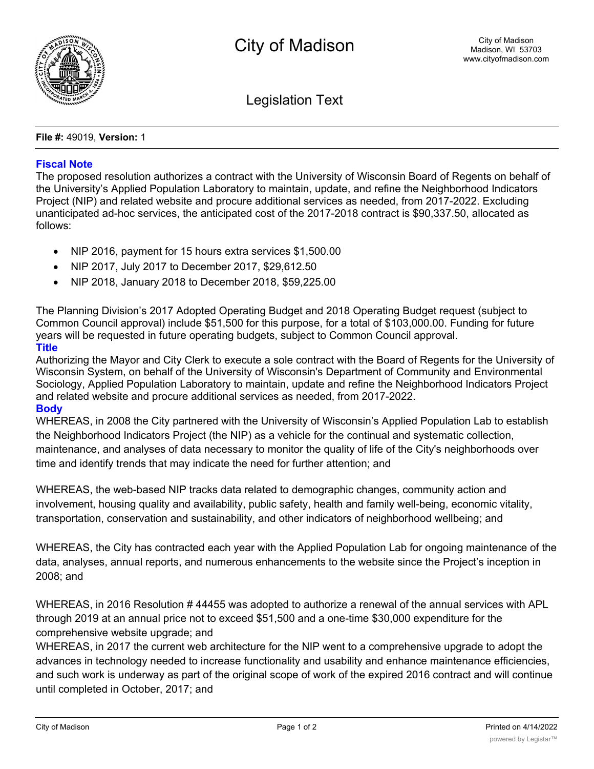# City of Madison

City of Madison
Madison, WI 53703
www.cityofmadison.com

## Legislation Text

**File #:** 49019, **Version:** 1

### Fiscal Note

The proposed resolution authorizes a contract with the University of Wisconsin Board of Regents on behalf of the University's Applied Population Laboratory to maintain, update, and refine the Neighborhood Indicators Project (NIP) and related website and procure additional services as needed, from 2017-2022. Excluding unanticipated ad-hoc services, the anticipated cost of the 2017-2018 contract is $90,337.50, allocated as follows:

- NIP 2016, payment for 15 hours extra services $1,500.00
- NIP 2017, July 2017 to December 2017, $29,612.50
- NIP 2018, January 2018 to December 2018, $59,225.00

The Planning Division's 2017 Adopted Operating Budget and 2018 Operating Budget request (subject to Common Council approval) include $51,500 for this purpose, for a total of $103,000.00. Funding for future years will be requested in future operating budgets, subject to Common Council approval.

### Title

Authorizing the Mayor and City Clerk to execute a sole contract with the Board of Regents for the University of Wisconsin System, on behalf of the University of Wisconsin's Department of Community and Environmental Sociology, Applied Population Laboratory to maintain, update and refine the Neighborhood Indicators Project and related website and procure additional services as needed, from 2017-2022.

### Body

WHEREAS, in 2008 the City partnered with the University of Wisconsin's Applied Population Lab to establish the Neighborhood Indicators Project (the NIP) as a vehicle for the continual and systematic collection, maintenance, and analyses of data necessary to monitor the quality of life of the City's neighborhoods over time and identify trends that may indicate the need for further attention; and

WHEREAS, the web-based NIP tracks data related to demographic changes, community action and involvement, housing quality and availability, public safety, health and family well-being, economic vitality, transportation, conservation and sustainability, and other indicators of neighborhood wellbeing; and

WHEREAS, the City has contracted each year with the Applied Population Lab for ongoing maintenance of the data, analyses, annual reports, and numerous enhancements to the website since the Project's inception in 2008; and

WHEREAS, in 2016 Resolution # 44455 was adopted to authorize a renewal of the annual services with APL through 2019 at an annual price not to exceed $51,500 and a one-time $30,000 expenditure for the comprehensive website upgrade; and

WHEREAS, in 2017 the current web architecture for the NIP went to a comprehensive upgrade to adopt the advances in technology needed to increase functionality and usability and enhance maintenance efficiencies, and such work is underway as part of the original scope of work of the expired 2016 contract and will continue until completed in October, 2017; and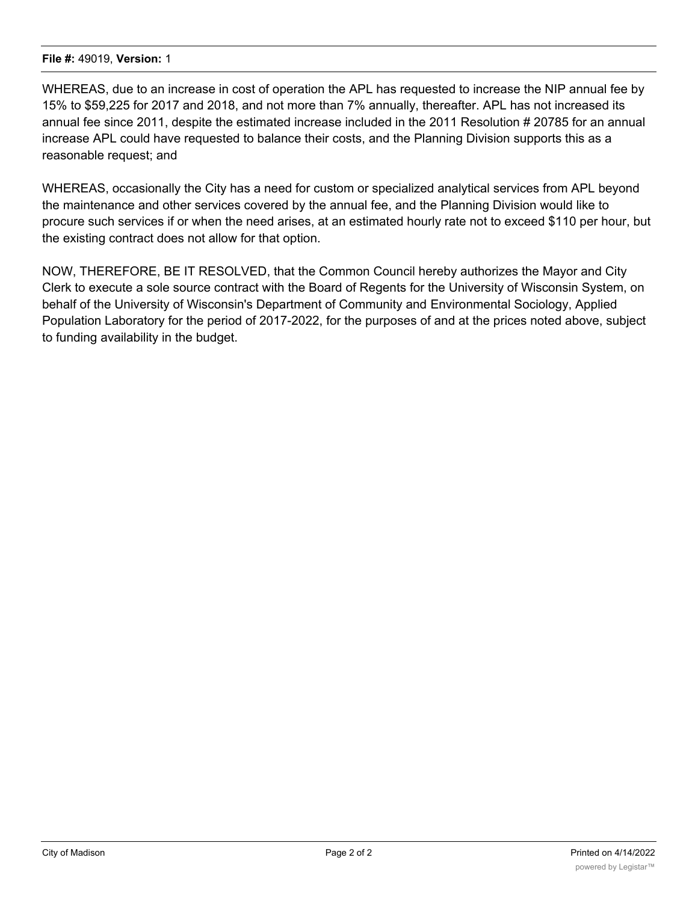WHEREAS, due to an increase in cost of operation the APL has requested to increase the NIP annual fee by 15% to $59,225 for 2017 and 2018, and not more than 7% annually, thereafter. APL has not increased its annual fee since 2011, despite the estimated increase included in the 2011 Resolution # 20785 for an annual increase APL could have requested to balance their costs, and the Planning Division supports this as a reasonable request; and

WHEREAS, occasionally the City has a need for custom or specialized analytical services from APL beyond the maintenance and other services covered by the annual fee, and the Planning Division would like to procure such services if or when the need arises, at an estimated hourly rate not to exceed $110 per hour, but the existing contract does not allow for that option.

NOW, THEREFORE, BE IT RESOLVED, that the Common Council hereby authorizes the Mayor and City Clerk to execute a sole source contract with the Board of Regents for the University of Wisconsin System, on behalf of the University of Wisconsin's Department of Community and Environmental Sociology, Applied Population Laboratory for the period of 2017-2022, for the purposes of and at the prices noted above, subject to funding availability in the budget.